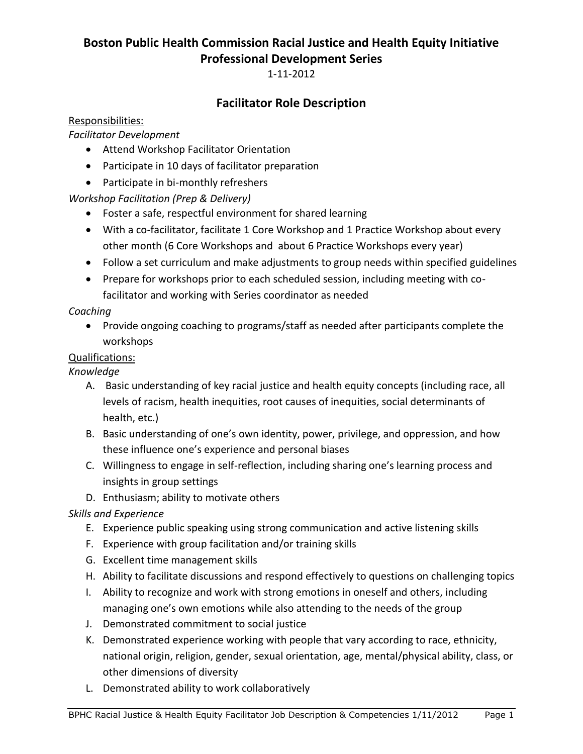# Boston Public Health Commission Racial Justice and Health Equity Initiative Professional Development Series

1-11-2012

## Facilitator Role Description

Responsibilities:

*Facilitator Development*

- Attend Workshop Facilitator Orientation
- Participate in 10 days of facilitator preparation
- Participate in bi-monthly refreshers

*Workshop Facilitation (Prep & Delivery)*

- Foster a safe, respectful environment for shared learning
- With a co-facilitator, facilitate 1 Core Workshop and 1 Practice Workshop about every other month (6 Core Workshops and about 6 Practice Workshops every year)
- Follow a set curriculum and make adjustments to group needs within specified guidelines
- Prepare for workshops prior to each scheduled session, including meeting with co-facilitator and working with Series coordinator as needed

*Coaching*

- Provide ongoing coaching to programs/staff as needed after participants complete the workshops

Qualifications:

*Knowledge*

A. Basic understanding of key racial justice and health equity concepts (including race, all levels of racism, health inequities, root causes of inequities, social determinants of health, etc.)

B. Basic understanding of one's own identity, power, privilege, and oppression, and how these influence one's experience and personal biases

C. Willingness to engage in self-reflection, including sharing one's learning process and insights in group settings

D. Enthusiasm; ability to motivate others

*Skills and Experience*

E. Experience public speaking using strong communication and active listening skills

F. Experience with group facilitation and/or training skills

G. Excellent time management skills

H. Ability to facilitate discussions and respond effectively to questions on challenging topics

I. Ability to recognize and work with strong emotions in oneself and others, including managing one's own emotions while also attending to the needs of the group

J. Demonstrated commitment to social justice

K. Demonstrated experience working with people that vary according to race, ethnicity, national origin, religion, gender, sexual orientation, age, mental/physical ability, class, or other dimensions of diversity

L. Demonstrated ability to work collaboratively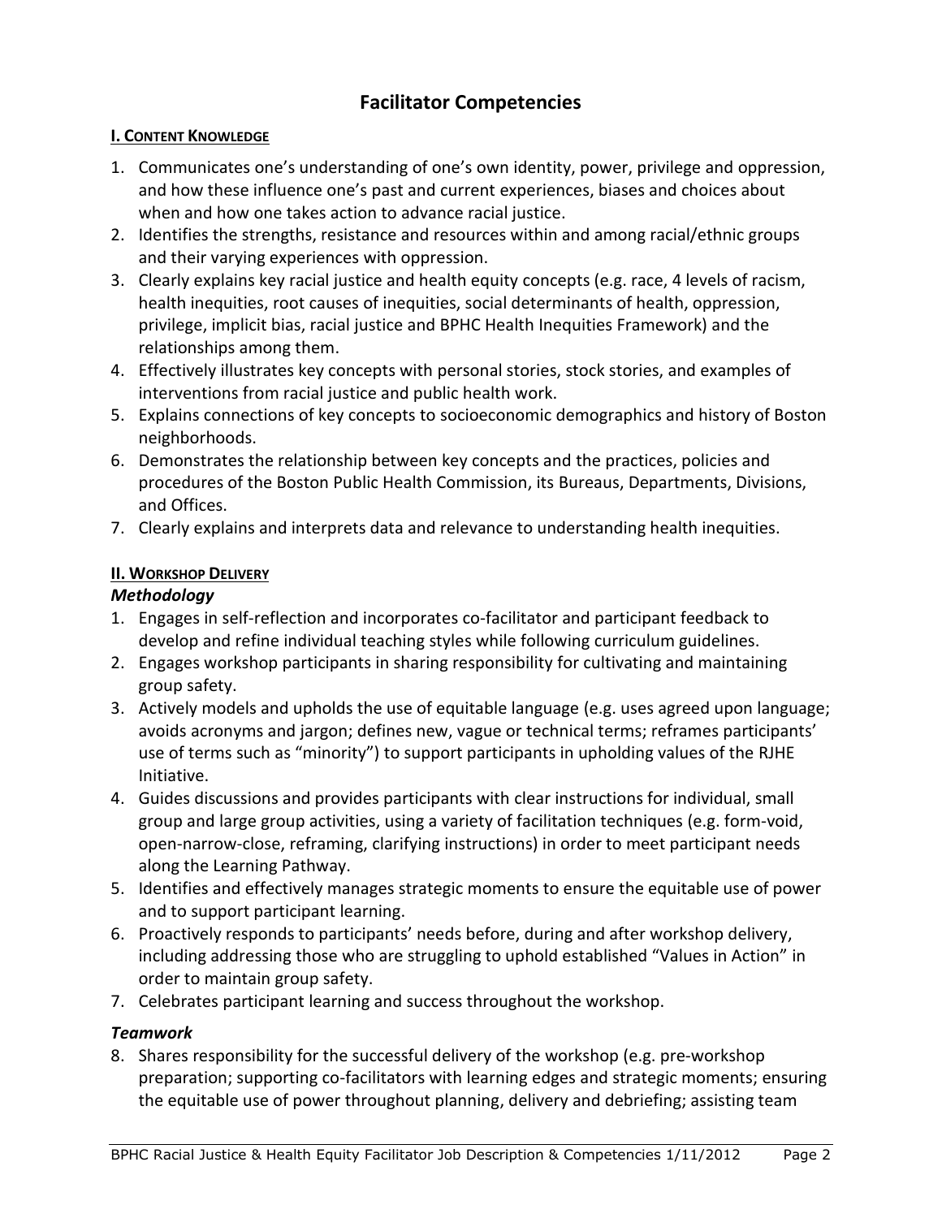# Facilitator Competencies

## I. Content Knowledge

1. Communicates one's understanding of one's own identity, power, privilege and oppression, and how these influence one's past and current experiences, biases and choices about when and how one takes action to advance racial justice.
2. Identifies the strengths, resistance and resources within and among racial/ethnic groups and their varying experiences with oppression.
3. Clearly explains key racial justice and health equity concepts (e.g. race, 4 levels of racism, health inequities, root causes of inequities, social determinants of health, oppression, privilege, implicit bias, racial justice and BPHC Health Inequities Framework) and the relationships among them.
4. Effectively illustrates key concepts with personal stories, stock stories, and examples of interventions from racial justice and public health work.
5. Explains connections of key concepts to socioeconomic demographics and history of Boston neighborhoods.
6. Demonstrates the relationship between key concepts and the practices, policies and procedures of the Boston Public Health Commission, its Bureaus, Departments, Divisions, and Offices.
7. Clearly explains and interprets data and relevance to understanding health inequities.

## II. Workshop Delivery

### *Methodology*

1. Engages in self-reflection and incorporates co-facilitator and participant feedback to develop and refine individual teaching styles while following curriculum guidelines.
2. Engages workshop participants in sharing responsibility for cultivating and maintaining group safety.
3. Actively models and upholds the use of equitable language (e.g. uses agreed upon language; avoids acronyms and jargon; defines new, vague or technical terms; reframes participants' use of terms such as "minority") to support participants in upholding values of the RJHE Initiative.
4. Guides discussions and provides participants with clear instructions for individual, small group and large group activities, using a variety of facilitation techniques (e.g. form-void, open-narrow-close, reframing, clarifying instructions) in order to meet participant needs along the Learning Pathway.
5. Identifies and effectively manages strategic moments to ensure the equitable use of power and to support participant learning.
6. Proactively responds to participants' needs before, during and after workshop delivery, including addressing those who are struggling to uphold established "Values in Action" in order to maintain group safety.
7. Celebrates participant learning and success throughout the workshop.

### *Teamwork*

8. Shares responsibility for the successful delivery of the workshop (e.g. pre-workshop preparation; supporting co-facilitators with learning edges and strategic moments; ensuring the equitable use of power throughout planning, delivery and debriefing; assisting team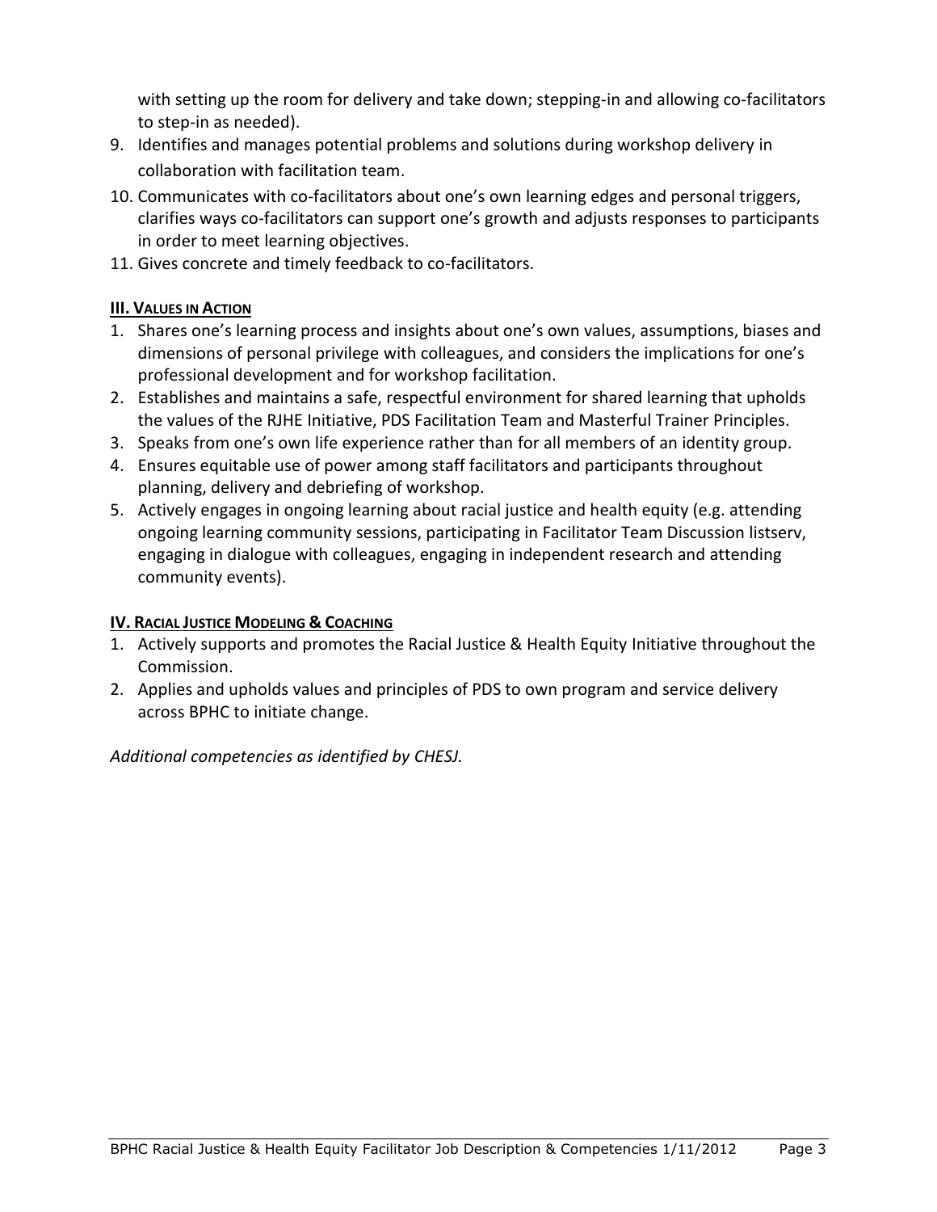with setting up the room for delivery and take down; stepping-in and allowing co-facilitators to step-in as needed).

9. Identifies and manages potential problems and solutions during workshop delivery in collaboration with facilitation team.
10. Communicates with co-facilitators about one's own learning edges and personal triggers, clarifies ways co-facilitators can support one's growth and adjusts responses to participants in order to meet learning objectives.
11. Gives concrete and timely feedback to co-facilitators.

**III. VALUES IN ACTION**

1. Shares one's learning process and insights about one's own values, assumptions, biases and dimensions of personal privilege with colleagues, and considers the implications for one's professional development and for workshop facilitation.
2. Establishes and maintains a safe, respectful environment for shared learning that upholds the values of the RJHE Initiative, PDS Facilitation Team and Masterful Trainer Principles.
3. Speaks from one's own life experience rather than for all members of an identity group.
4. Ensures equitable use of power among staff facilitators and participants throughout planning, delivery and debriefing of workshop.
5. Actively engages in ongoing learning about racial justice and health equity (e.g. attending ongoing learning community sessions, participating in Facilitator Team Discussion listserv, engaging in dialogue with colleagues, engaging in independent research and attending community events).

**IV. RACIAL JUSTICE MODELING & COACHING**

1. Actively supports and promotes the Racial Justice & Health Equity Initiative throughout the Commission.
2. Applies and upholds values and principles of PDS to own program and service delivery across BPHC to initiate change.

*Additional competencies as identified by CHESJ.*